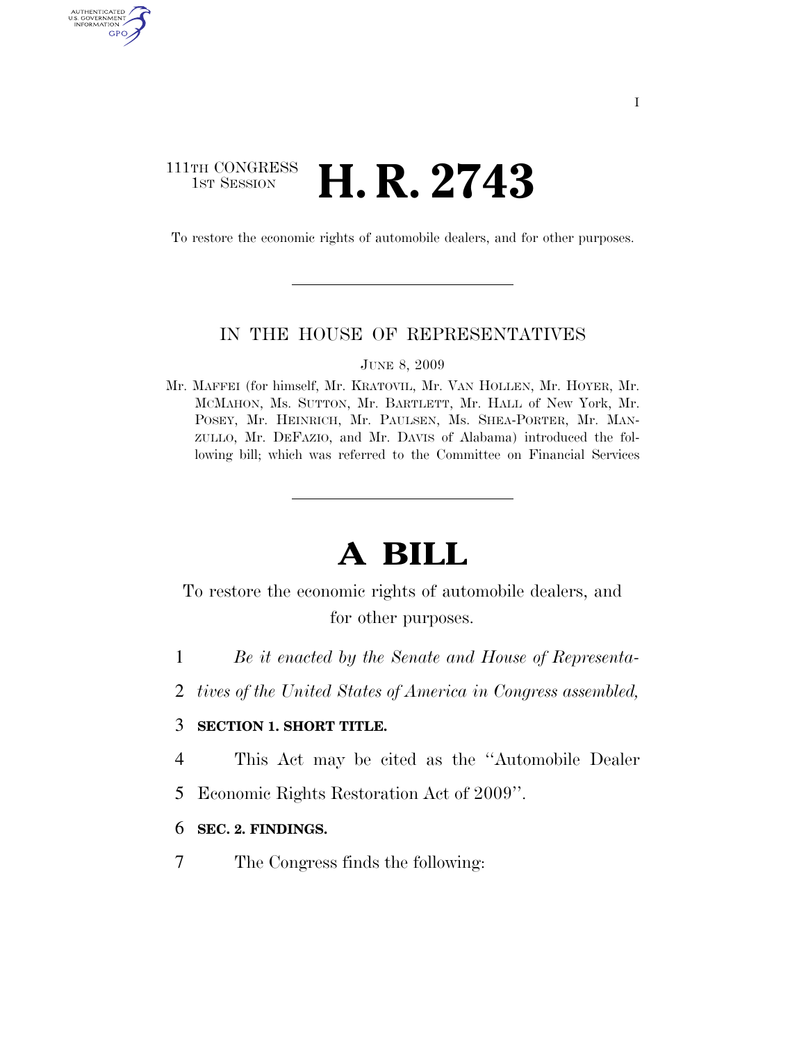111TH CONGRESS
1ST SESSION

# H. R. 2743

To restore the economic rights of automobile dealers, and for other purposes.

---

IN THE HOUSE OF REPRESENTATIVES

JUNE 8, 2009

Mr. MAFFEI (for himself, Mr. KRATOVIL, Mr. VAN HOLLEN, Mr. HOYER, Mr. MCMAHON, Ms. SUTTON, Mr. BARTLETT, Mr. HALL of New York, Mr. POSEY, Mr. HEINRICH, Mr. PAULSEN, Ms. SHEA-PORTER, Mr. MANZULLO, Mr. DEFAZIO, and Mr. DAVIS of Alabama) introduced the following bill; which was referred to the Committee on Financial Services

---

# A BILL

To restore the economic rights of automobile dealers, and for other purposes.

*Be it enacted by the Senate and House of Representatives of the United States of America in Congress assembled,*

**SECTION 1. SHORT TITLE.**

This Act may be cited as the "Automobile Dealer Economic Rights Restoration Act of 2009".

**SEC. 2. FINDINGS.**

The Congress finds the following: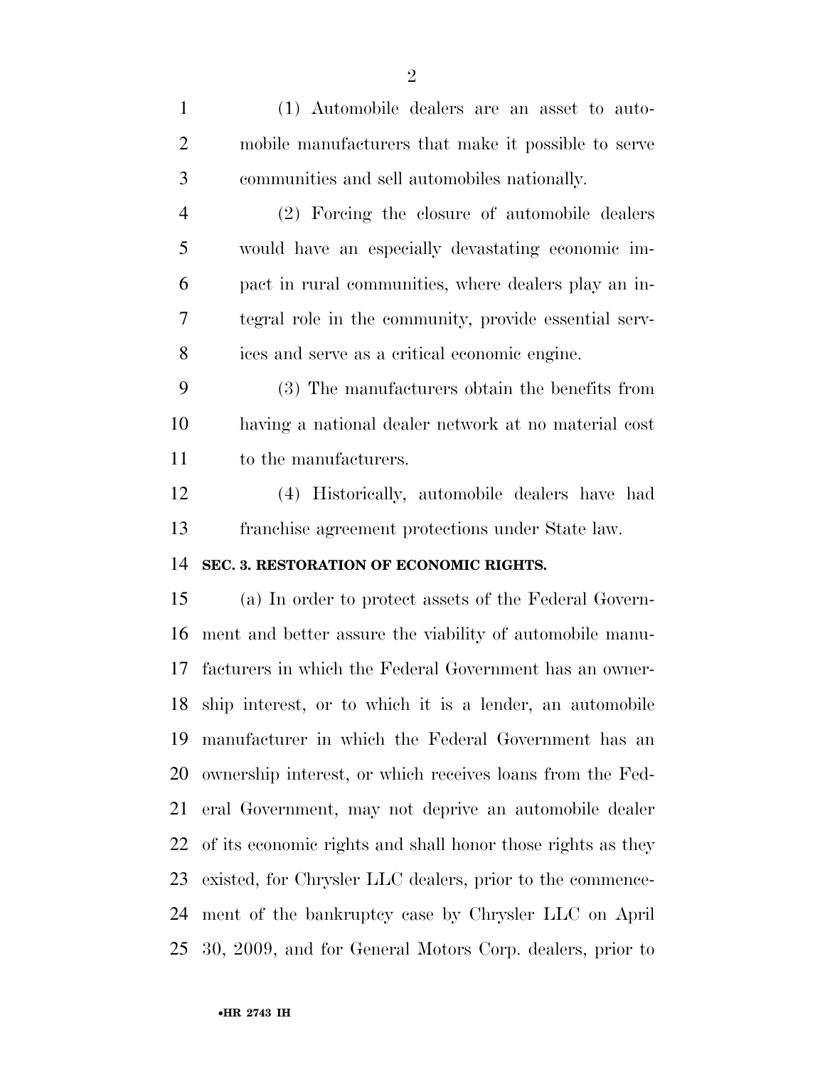(1) Automobile dealers are an asset to automobile manufacturers that make it possible to serve communities and sell automobiles nationally.

(2) Forcing the closure of automobile dealers would have an especially devastating economic impact in rural communities, where dealers play an integral role in the community, provide essential services and serve as a critical economic engine.

(3) The manufacturers obtain the benefits from having a national dealer network at no material cost to the manufacturers.

(4) Historically, automobile dealers have had franchise agreement protections under State law.

**SEC. 3. RESTORATION OF ECONOMIC RIGHTS.**

(a) In order to protect assets of the Federal Government and better assure the viability of automobile manufacturers in which the Federal Government has an ownership interest, or to which it is a lender, an automobile manufacturer in which the Federal Government has an ownership interest, or which receives loans from the Federal Government, may not deprive an automobile dealer of its economic rights and shall honor those rights as they existed, for Chrysler LLC dealers, prior to the commencement of the bankruptcy case by Chrysler LLC on April 30, 2009, and for General Motors Corp. dealers, prior to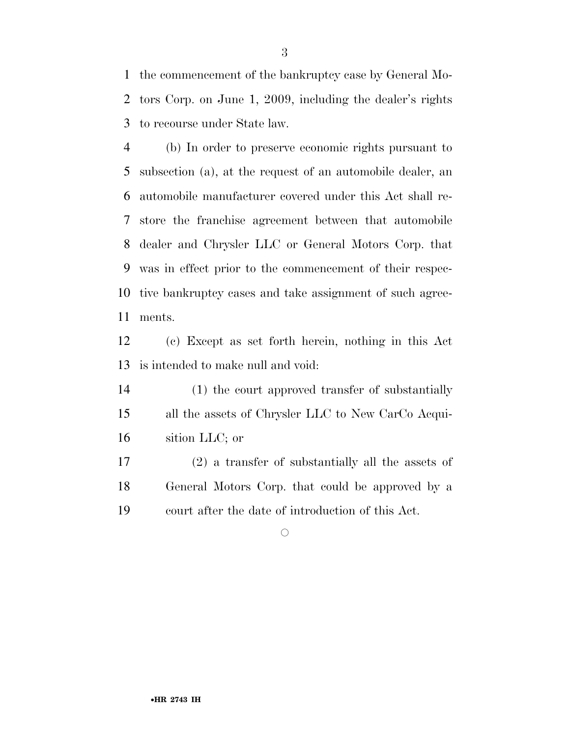the commencement of the bankruptcy case by General Motors Corp. on June 1, 2009, including the dealer's rights to recourse under State law.

(b) In order to preserve economic rights pursuant to subsection (a), at the request of an automobile dealer, an automobile manufacturer covered under this Act shall restore the franchise agreement between that automobile dealer and Chrysler LLC or General Motors Corp. that was in effect prior to the commencement of their respective bankruptcy cases and take assignment of such agreements.

(c) Except as set forth herein, nothing in this Act is intended to make null and void:

(1) the court approved transfer of substantially all the assets of Chrysler LLC to New CarCo Acquisition LLC; or

(2) a transfer of substantially all the assets of General Motors Corp. that could be approved by a court after the date of introduction of this Act.